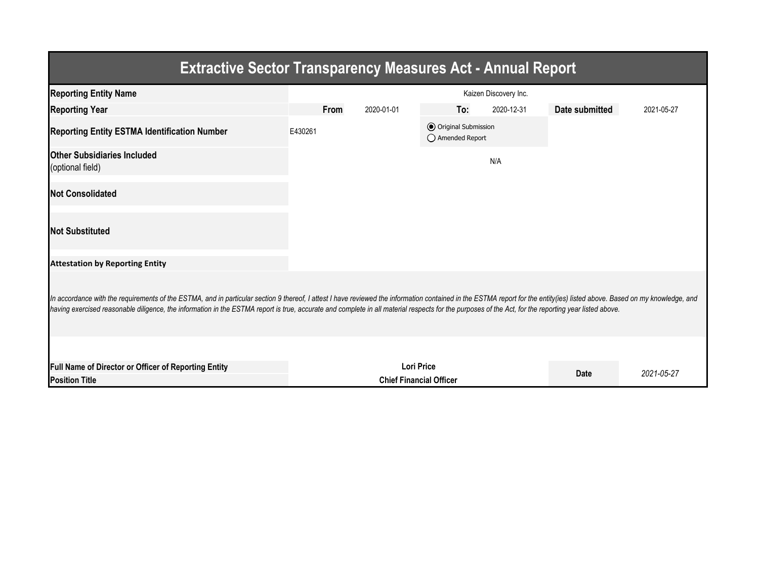# Extractive Sector Transparency Measures Act - Annual Report

| | | | | | | |
|---|---|---|---|---|---|---|
| **Reporting Entity Name** | Kaizen Discovery Inc. | | | | | |
| **Reporting Year** | **From** | 2020-01-01 | **To:** | 2020-12-31 | **Date submitted** | 2021-05-27 |
| **Reporting Entity ESTMA Identification Number** | E430261 | | ◉ Original Submission<br>◯ Amended Report | | | |
| **Other Subsidiaries Included**<br>(optional field) | N/A | | | | | |
| **Not Consolidated** | | | | | | |
| **Not Substituted** | | | | | | |

**Attestation by Reporting Entity**

*In accordance with the requirements of the ESTMA, and in particular section 9 thereof, I attest I have reviewed the information contained in the ESTMA report for the entity(ies) listed above. Based on my knowledge, and having exercised reasonable diligence, the information in the ESTMA report is true, accurate and complete in all material respects for the purposes of the Act, for the reporting year listed above.*

| | | | |
|---|---|---|---|
| **Full Name of Director or Officer of Reporting Entity** | **Lori Price** | **Date** | *2021-05-27* |
| **Position Title** | **Chief Financial Officer** | | |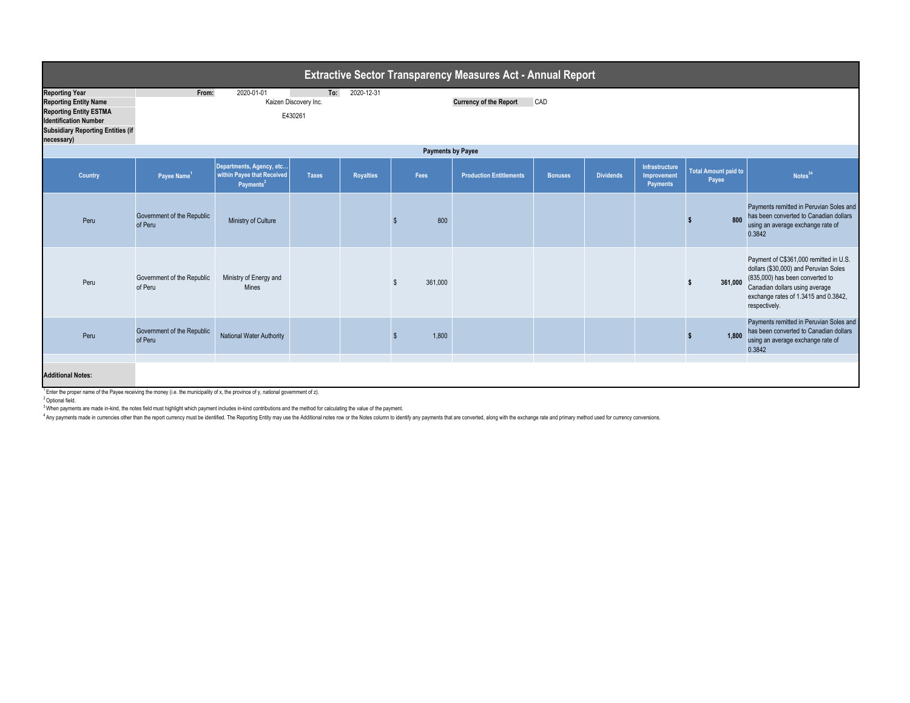# Extractive Sector Transparency Measures Act - Annual Report

| | | | |
|---|---|---|---|
| **Reporting Year** | From: 2020-01-01 | To: 2020-12-31 | |
| **Reporting Entity Name** | Kaizen Discovery Inc. | **Currency of the Report** | CAD |
| **Reporting Entity ESTMA Identification Number** | E430261 | | |
| **Subsidiary Reporting Entities (if necessary)** | | | |

## Payments by Payee

| Country | Payee Name[1] | Departments, Agency, etc... within Payee that Received Payments[2] | Taxes | Royalties | Fees | Production Entitlements | Bonuses | Dividends | Infrastructure Improvement Payments | Total Amount paid to Payee | Notes[34] |
|---|---|---|---|---|---|---|---|---|---|---|---|
| Peru | Government of the Republic of Peru | Ministry of Culture | | | $ 800 | | | | | $ 800 | Payments remitted in Peruvian Soles and has been converted to Canadian dollars using an average exchange rate of 0.3842 |
| Peru | Government of the Republic of Peru | Ministry of Energy and Mines | | | $ 361,000 | | | | | $ 361,000 | Payment of C$361,000 remitted in U.S. dollars ($30,000) and Peruvian Soles (835,000) has been converted to Canadian dollars using average exchange rates of 1.3415 and 0.3842, respectively. |
| Peru | Government of the Republic of Peru | National Water Authority | | | $ 1,800 | | | | | $ 1,800 | Payments remitted in Peruvian Soles and has been converted to Canadian dollars using an average exchange rate of 0.3842 |

**Additional Notes:**

[1] Enter the proper name of the Payee receiving the money (i.e. the municipality of x, the province of y, national government of z).

[2] Optional field.

[3] When payments are made in-kind, the notes field must highlight which payment includes in-kind contributions and the method for calculating the value of the payment.

[4] Any payments made in currencies other than the report currency must be identified. The Reporting Entity may use the Additional notes row or the Notes column to identify any payments that are converted, along with the exchange rate and primary method used for currency conversions.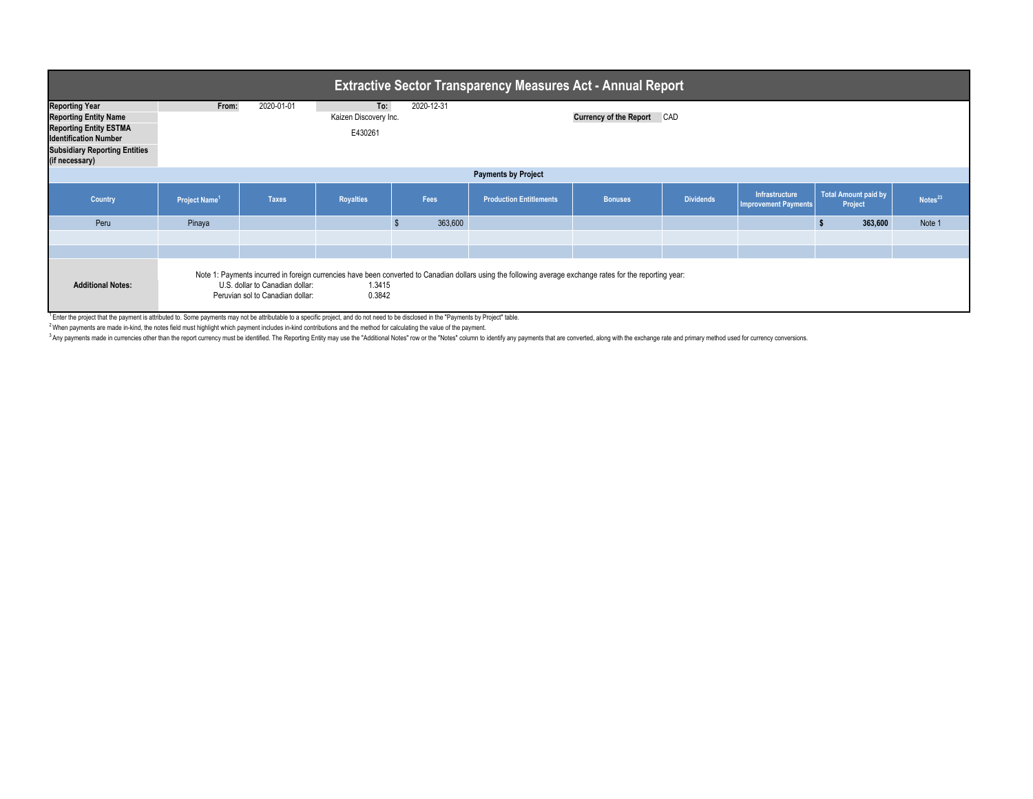# Extractive Sector Transparency Measures Act - Annual Report

| | | | | | |
|---|---|---|---|---|---|
| **Reporting Year** | From: | 2020-01-01 | To: | 2020-12-31 | |
| **Reporting Entity Name** | | Kaizen Discovery Inc. | | **Currency of the Report** | CAD |
| **Reporting Entity ESTMA Identification Number** | | E430261 | | | |
| **Subsidiary Reporting Entities (if necessary)** | | | | | |

## Payments by Project

| Country | Project Name[1] | Taxes | Royalties | Fees | Production Entitlements | Bonuses | Dividends | Infrastructure Improvement Payments | Total Amount paid by Project | Notes[23] |
|---|---|---|---|---|---|---|---|---|---|---|
| Peru | Pinaya | | | $ 363,600 | | | | | **$ 363,600** | Note 1 |
| | | | | | | | | | | |
| | | | | | | | | | | |

**Additional Notes:**

Note 1: Payments incurred in foreign currencies have been converted to Canadian dollars using the following average exchange rates for the reporting year:

U.S. dollar to Canadian dollar: 1.3415

Peruvian sol to Canadian dollar: 0.3842

[1] Enter the project that the payment is attributed to. Some payments may not be attributable to a specific project, and do not need to be disclosed in the "Payments by Project" table.

[2] When payments are made in-kind, the notes field must highlight which payment includes in-kind contributions and the method for calculating the value of the payment.

[3] Any payments made in currencies other than the report currency must be identified. The Reporting Entity may use the "Additional Notes" row or the "Notes" column to identify any payments that are converted, along with the exchange rate and primary method used for currency conversions.